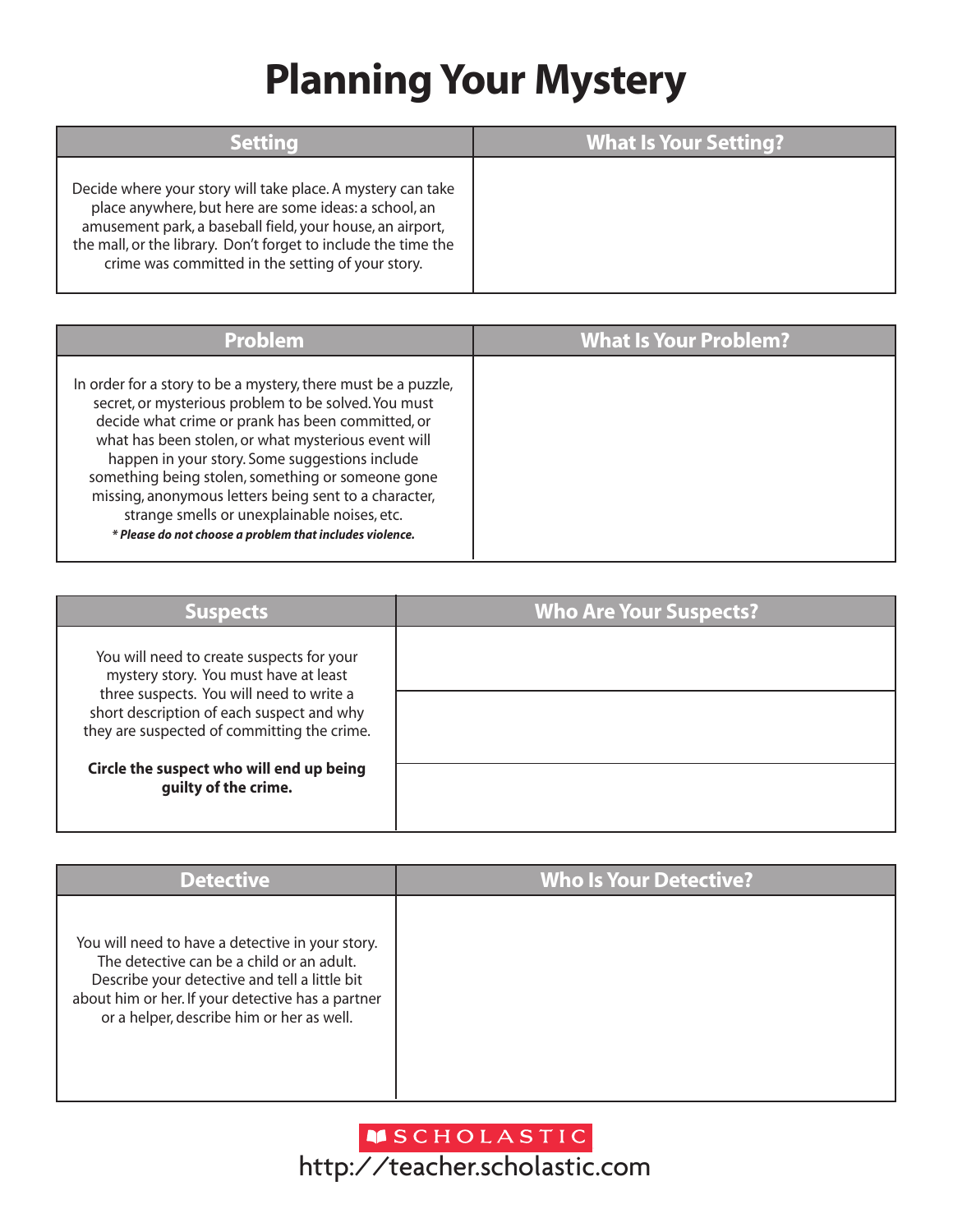# Planning Your Mystery

| Setting | What Is Your Setting? |
|---|---|
| Decide where your story will take place. A mystery can take place anywhere, but here are some ideas: a school, an amusement park, a baseball field, your house, an airport, the mall, or the library. Don't forget to include the time the crime was committed in the setting of your story. | |

| Problem | What Is Your Problem? |
|---|---|
| In order for a story to be a mystery, there must be a puzzle, secret, or mysterious problem to be solved. You must decide what crime or prank has been committed, or what has been stolen, or what mysterious event will happen in your story. Some suggestions include something being stolen, something or someone gone missing, anonymous letters being sent to a character, strange smells or unexplainable noises, etc. ***\* Please do not choose a problem that includes violence.*** | |

| Suspects | Who Are Your Suspects? |
|---|---|
| You will need to create suspects for your mystery story. You must have at least three suspects. You will need to write a short description of each suspect and why they are suspected of committing the crime. **Circle the suspect who will end up being guilty of the crime.** | |
| | |
| | |

| Detective | Who Is Your Detective? |
|---|---|
| You will need to have a detective in your story. The detective can be a child or an adult. Describe your detective and tell a little bit about him or her. If your detective has a partner or a helper, describe him or her as well. | |

SCHOLASTIC
http://teacher.scholastic.com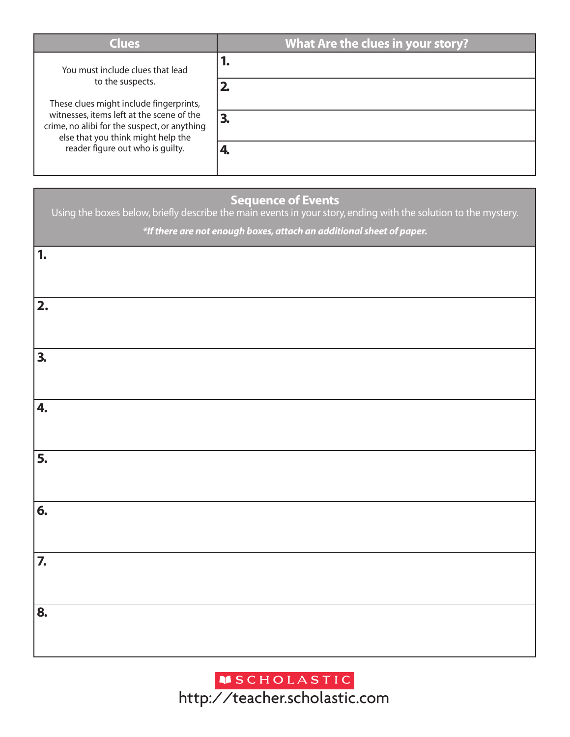| Clues | What Are the clues in your story? |
|---|---|
| You must include clues that lead to the suspects.<br><br>These clues might include fingerprints, witnesses, items left at the scene of the crime, no alibi for the suspect, or anything else that you think might help the reader figure out who is guilty. | **1.** |
| | **2.** |
| | **3.** |
| | **4.** |

| Sequence of Events<br>Using the boxes below, briefly describe the main events in your story, ending with the solution to the mystery.<br>***If there are not enough boxes, attach an additional sheet of paper.*** |
|---|
| **1.** |
| **2.** |
| **3.** |
| **4.** |
| **5.** |
| **6.** |
| **7.** |
| **8.** |

SCHOLASTIC
http://teacher.scholastic.com